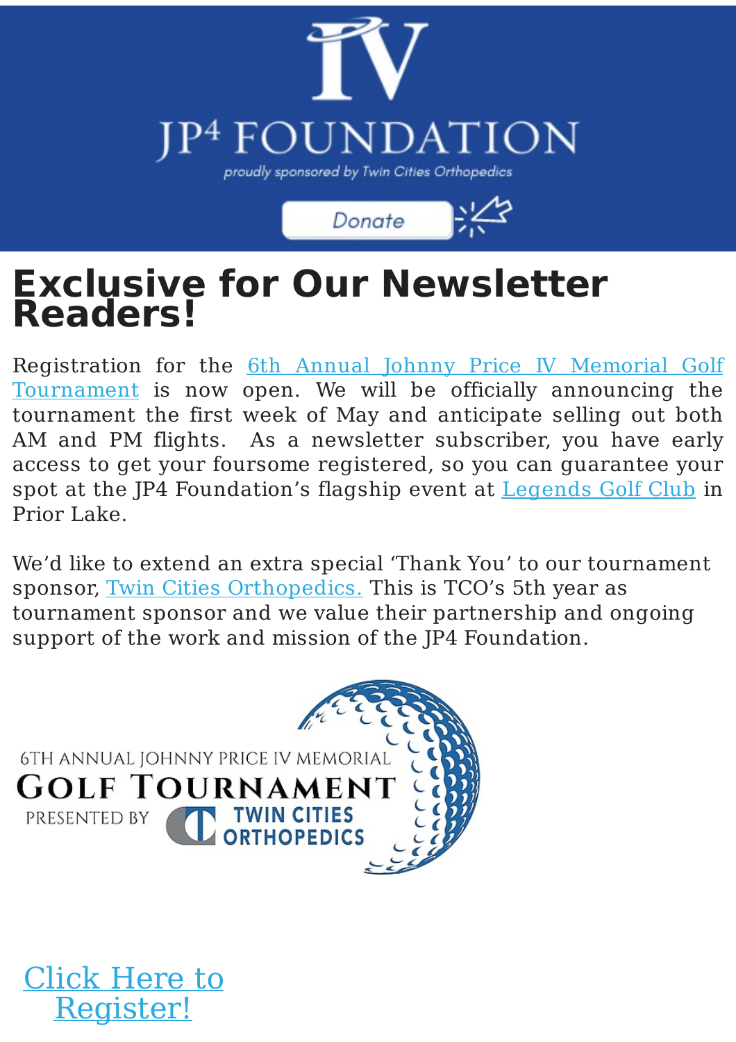# Exclusive for Our Newsletter Readers!

Registration for the 6th Annual Johnny Price IV Memorial Golf Tournament is now open. We will be officially announcing the tournament the first week of May and anticipate selling out both AM and PM flights. As a newsletter subscriber, you have early access to get your foursome registered, so you can guarantee your spot at the JP4 Foundation's flagship event at Legends Golf Club in Prior Lake.

We'd like to extend an extra special 'Thank You' to our tournament sponsor, Twin Cities Orthopedics. This is TCO's 5th year as tournament sponsor and we value their partnership and ongoing support of the work and mission of the JP4 Foundation.

Click Here to Register!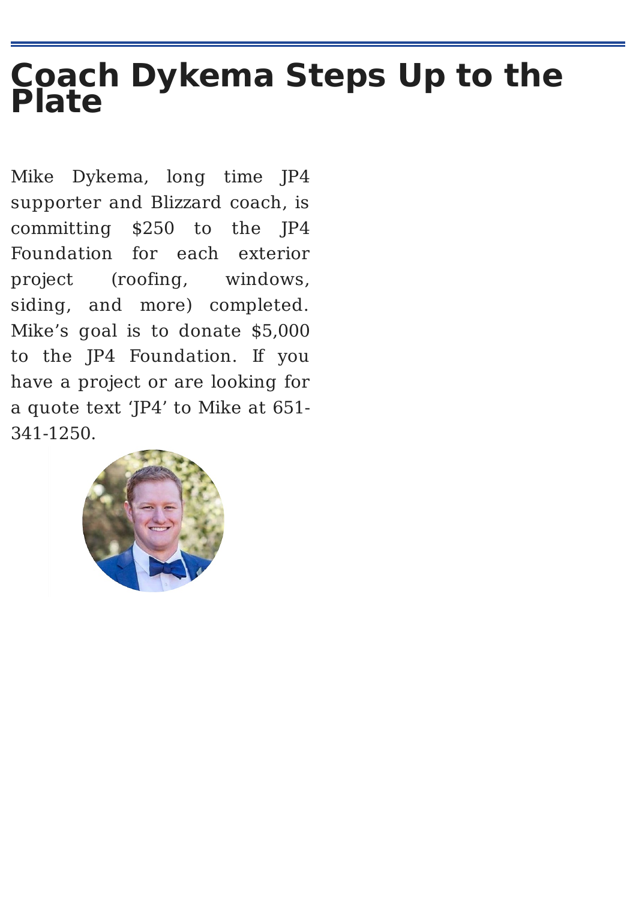# Coach Dykema Steps Up to the Plate

Mike Dykema, long time JP4 supporter and Blizzard coach, is committing $250 to the JP4 Foundation for each exterior project (roofing, windows, siding, and more) completed. Mike's goal is to donate $5,000 to the JP4 Foundation. If you have a project or are looking for a quote text 'JP4' to Mike at 651-341-1250.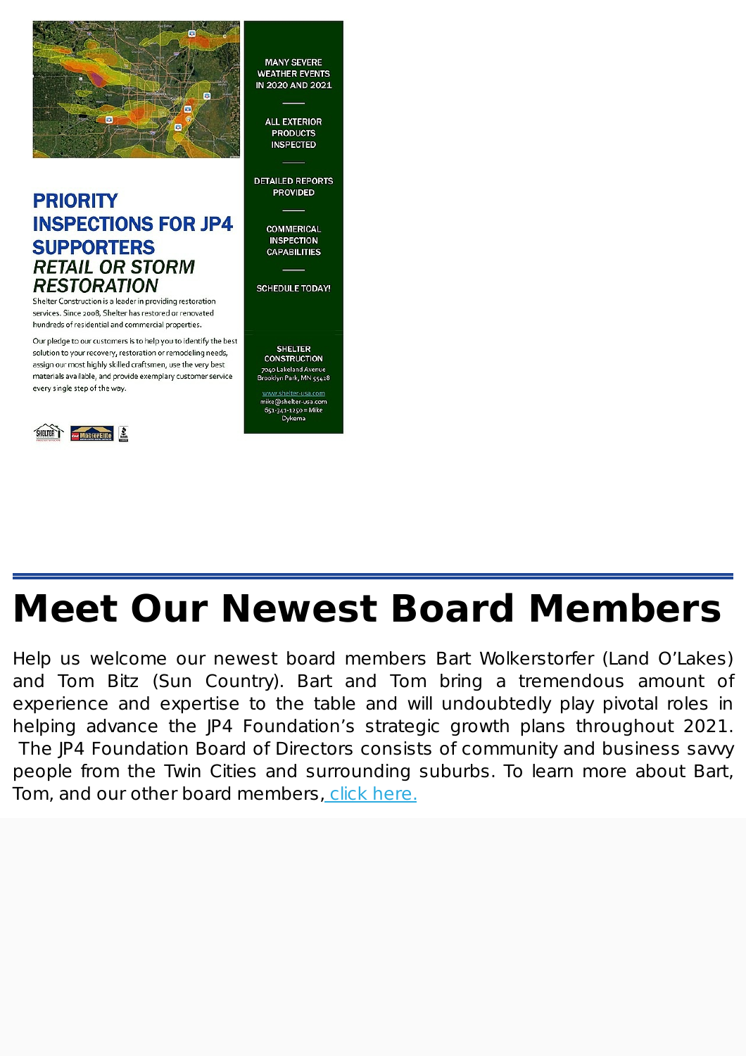## PRIORITY INSPECTIONS FOR JP4 SUPPORTERS

### *RETAIL OR STORM RESTORATION*

Shelter Construction is a leader in providing restoration services. Since 2008, Shelter has restored or renovated hundreds of residential and commercial properties.

Our pledge to our customers is to help you to identify the best solution to your recovery, restoration or remodeling needs, assign our most highly skilled craftsmen, use the very best materials available, and provide exemplary customer service every single step of the way.

MANY SEVERE WEATHER EVENTS IN 2020 AND 2021

ALL EXTERIOR PRODUCTS INSPECTED

DETAILED REPORTS PROVIDED

COMMERICAL INSPECTION CAPABILITIES

SCHEDULE TODAY!

SHELTER CONSTRUCTION
7040 Lakeland Avenue
Brooklyn Park, MN 55428

www.shelter-usa.com
mike@shelter-usa.com
651-341-1250 = Mike Dykema

# Meet Our Newest Board Members

Help us welcome our newest board members Bart Wolkerstorfer (Land O'Lakes) and Tom Bitz (Sun Country). Bart and Tom bring a tremendous amount of experience and expertise to the table and will undoubtedly play pivotal roles in helping advance the JP4 Foundation's strategic growth plans throughout 2021. The JP4 Foundation Board of Directors consists of community and business savvy people from the Twin Cities and surrounding suburbs. To learn more about Bart, Tom, and our other board members, click here.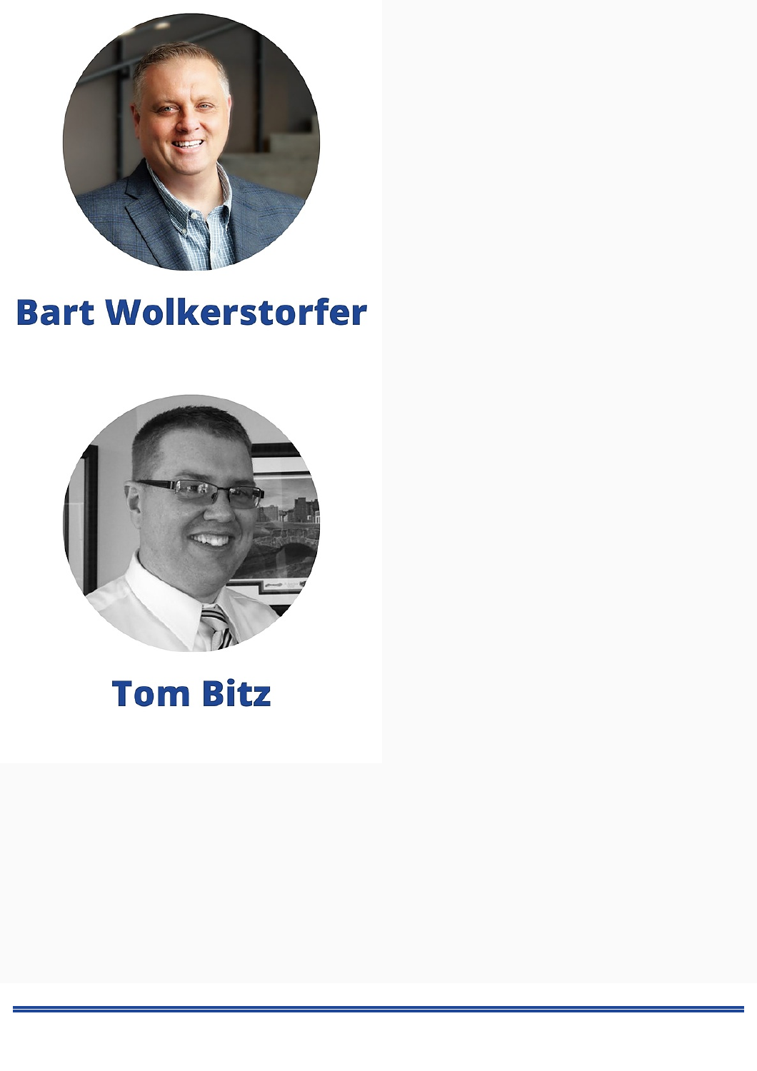## Bart Wolkerstorfer

## Tom Bitz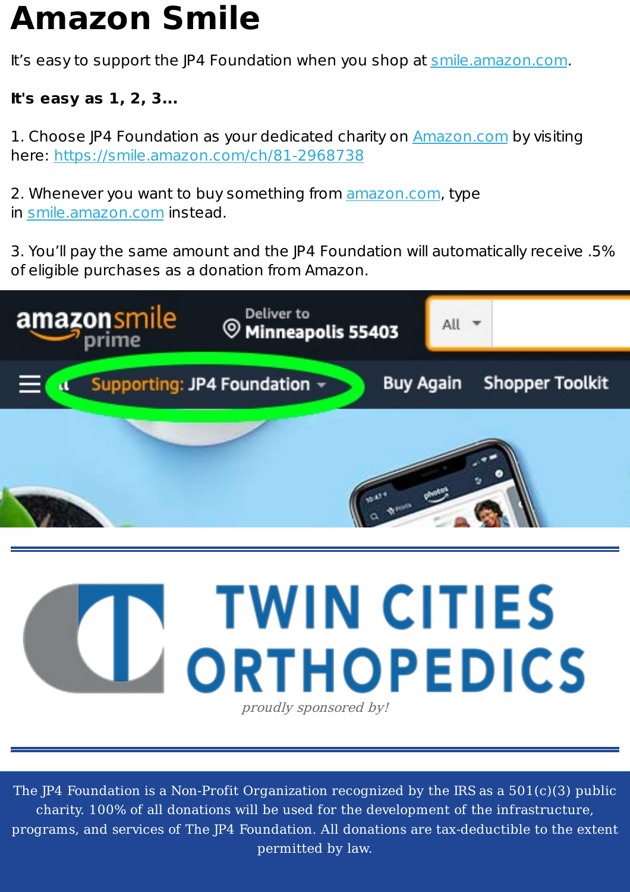# Amazon Smile

It's easy to support the JP4 Foundation when you shop at smile.amazon.com.

**It's easy as 1, 2, 3...**

1. Choose JP4 Foundation as your dedicated charity on Amazon.com by visiting here: https://smile.amazon.com/ch/81-2968738

2. Whenever you want to buy something from amazon.com, type in smile.amazon.com instead.

3. You'll pay the same amount and the JP4 Foundation will automatically receive .5% of eligible purchases as a donation from Amazon.

---

TWIN CITIES ORTHOPEDICS

*proudly sponsored by!*

---

The JP4 Foundation is a Non-Profit Organization recognized by the IRS as a 501(c)(3) public charity. 100% of all donations will be used for the development of the infrastructure, programs, and services of The JP4 Foundation. All donations are tax-deductible to the extent permitted by law.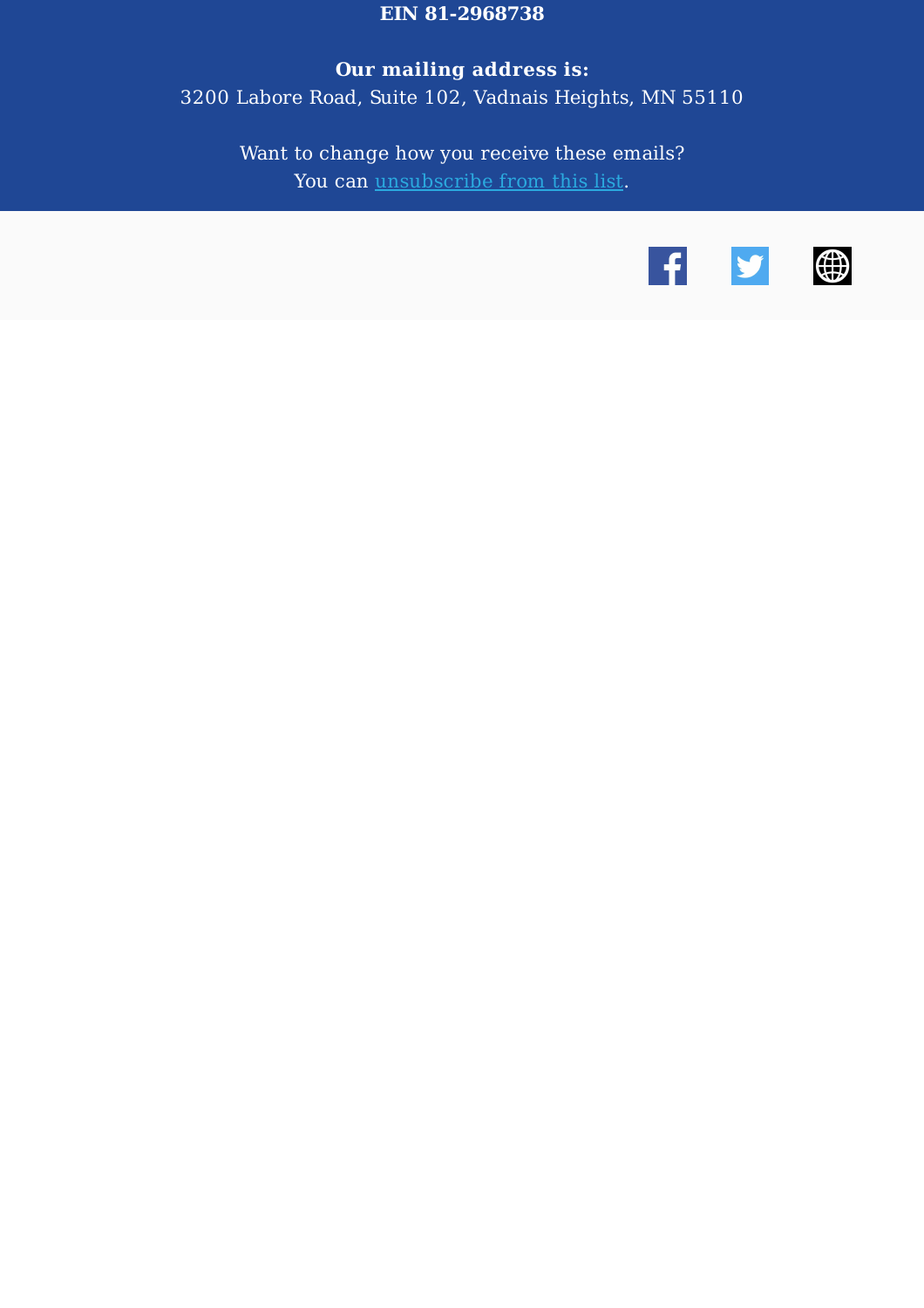**EIN 81-2968738**

**Our mailing address is:**
3200 Labore Road, Suite 102, Vadnais Heights, MN 55110

Want to change how you receive these emails?
You can unsubscribe from this list.